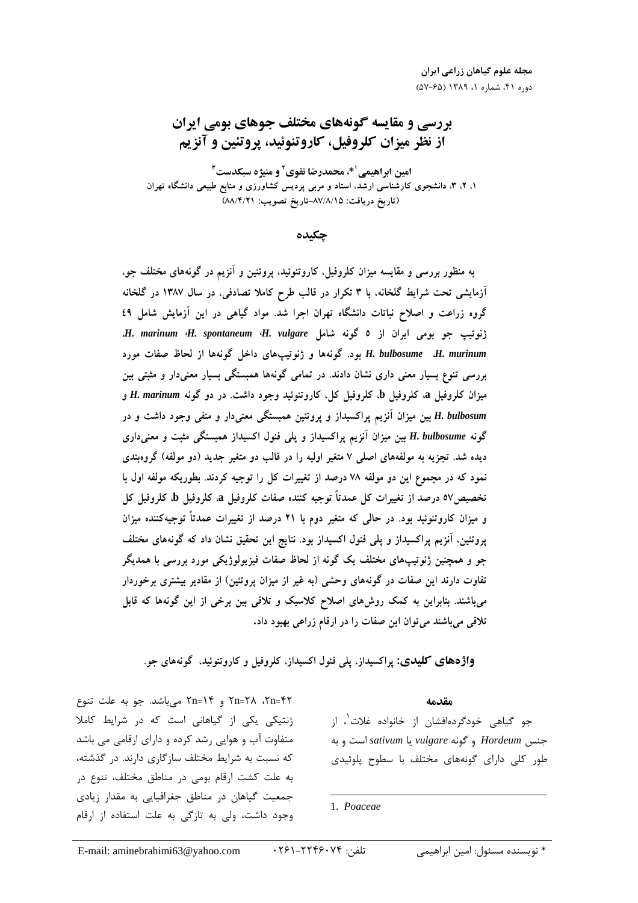# بررسی و مقایسه گونه‌های مختلف جوهای بومی ایران از نظر میزان کلروفیل، کاروتنوئید، پروتئین و آنزیم

**امین ابراهیمی[1]*، محمدرضا نقوی[2] و منیژه سبکدست[3]**

۱، ۲، ۳، دانشجوی کارشناسی ارشد، استاد و مربی پردیس کشاورزی و منابع طبیعی دانشگاه تهران

(تاریخ دریافت: ۸۷/۸/۱۵-تاریخ تصویب: ۸۸/۴/۲۱)

## چکیده

به منظور بررسی و مقایسه میزان کلروفیل، کاروتنوئید، پروتئین و آنزیم در گونه‌های مختلف جو، آزمایشی تحت شرایط گلخانه، با ۳ تکرار در قالب طرح کاملا تصادفی، در سال ۱۳۸۷ در گلخانه گروه زراعت و اصلاح نباتات دانشگاه تهران اجرا شد. مواد گیاهی در این آزمایش شامل ۴۹ ژنوتیپ جو بومی ایران از ۵ گونه شامل *H. vulgare*، *H. spontaneum*، *H. marinum*، *H. murinum* و *H. bulbosume* بود. گونه‌ها و ژنوتیپ‌های داخل گونه‌ها از لحاظ صفات مورد بررسی تنوع بسیار معنی داری نشان دادند. در تمامی گونه‌ها همبستگی بسیار معنی‌دار و مثبتی بین میزان کلروفیل a، کلروفیل b، کلروفیل کل، کاروتنوئید وجود داشت. در دو گونه *H. marinum* و *H. bulbosum* بین میزان آنزیم پراکسیداز و پروتئین همبستگی معنی‌دار و منفی وجود داشت و در گونه *H. bulbosume* بین میزان آنزیم پراکسیداز و پلی فنول اکسیداز همبستگی مثبت و معنی‌داری دیده شد. تجزیه به مولفه‌های اصلی ۷ متغیر اولیه را در قالب دو متغیر جدید (دو مولفه) گروهبندی نمود که در مجموع این دو مولفه ۷۸ درصد از تغییرات کل را توجیه کردند. بطوریکه مولفه اول با تخصیص۵۷ درصد از تغییرات کل عمدتاً توجیه کننده صفات کلروفیل a، کلروفیل b، کلروفیل کل و میزان کاروتنوئید بود. در حالی که متغیر دوم با ۲۱ درصد از تغییرات عمدتاً توجیه‌کننده میزان پروتئین، آنزیم پراکسیداز و پلی فنول اکسیداز بود. نتایج این تحقیق نشان داد که گونه‌های مختلف جو و همچنین ژنوتیپ‌های مختلف یک گونه از لحاظ صفات فیزیولوژیکی مورد بررسی با همدیگر تفاوت دارند این صفات در گونه‌های وحشی (به غیر از میزان پروتئین) از مقادیر بیشتری برخوردار می‌باشند. بنابراین به کمک روش‌های اصلاح کلاسیک و تلاقی بین برخی از این گونه‌ها که قابل تلاقی می‌باشند می‌توان این صفات را در ارقام زراعی بهبود داد.

**واژه‌های کلیدی:** پراکسیداز، پلی فنول اکسیداز، کلروفیل و کاروتنوئید، گونه‌های جو.

## مقدمه

جو گیاهی خودگرده‌افشان از خانواده غلات[1]، از جنس *Hordeum* و گونه *vulgare* یا *sativum* است و به طور کلی دارای گونه‌های مختلف با سطوح پلوئیدی ۲n=۴۲، ۲n=۲۸ و ۲n=۱۴ می‌باشد. جو به علت تنوع ژنتیکی یکی از گیاهانی است که در شرایط کاملا متفاوت آب و هوایی رشد کرده و دارای ارقامی می باشد که نسبت به شرایط مختلف سازگاری دارند. در گذشته، به علت کشت ارقام بومی در مناطق مختلف، تنوع در جمعیت گیاهان در مناطق جغرافیایی به مقدار زیادی وجود داشت، ولی به تازگی به علت استفاده از ارقام

1. *Poaceae*

* نویسنده مسئول: امین ابراهیمی تلفن: ۰۲۶۱-۲۲۴۶۰۷۴ E-mail: aminebrahimi63@yahoo.com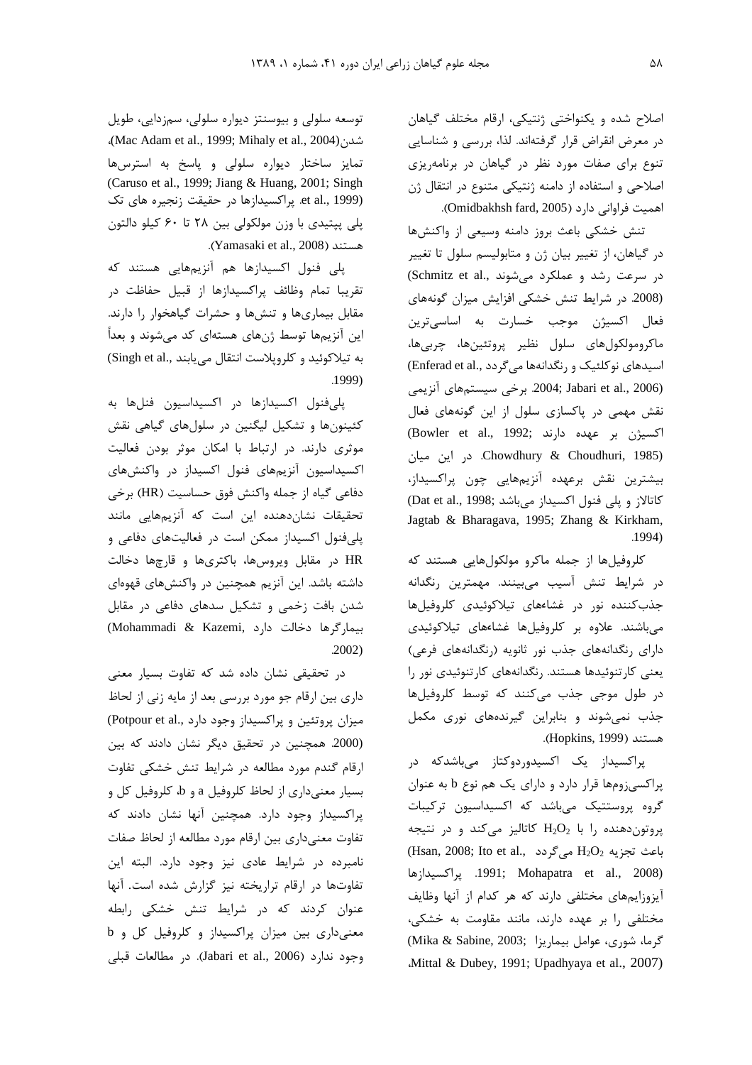اصلاح شده و یکنواختی ژنتیکی، ارقام مختلف گیاهان در معرض انقراض قرار گرفته‌اند. لذا، بررسی و شناسایی تنوع برای صفات مورد نظر در گیاهان در برنامه‌ریزی اصلاحی و استفاده از دامنه ژنتیکی متنوع در انتقال ژن اهمیت فراوانی دارد (Omidbakhsh fard, 2005).

تنش خشکی باعث بروز دامنه وسیعی از واکنش‌ها در گیاهان، از تغییر بیان ژن و متابولیسم سلول تا تغییر در سرعت رشد و عملکرد می‌شوند (Schmitz et al., 2008). در شرایط تنش خشکی افزایش میزان گونه‌های فعال اکسیژن موجب خسارت به اساسی‌ترین ماکرومولکول‌های سلول نظیر پروتئین‌ها، چربی‌ها، اسیدهای نوکلئیک و رنگدانه‌ها می‌گردد (Enferad et al., 2004; Jabari et al., 2006). برخی سیستم‌های آنزیمی نقش مهمی در پاکسازی سلول از این گونه‌های فعال اکسیژن بر عهده دارند (Bowler et al., 1992; Chowdhury & Choudhuri, 1985). در این میان بیشترین نقش برعهده آنزیم‌هایی چون پراکسیداز، کاتالاز و پلی فنول اکسیداز می‌باشد (Dat et al., 1998; Jagtab & Bharagava, 1995; Zhang & Kirkham, 1994).

کلروفیل‌ها از جمله ماکرو مولکول‌هایی هستند که در شرایط تنش آسیب می‌بینند. مهمترین رنگدانه جذب‌کننده نور در غشاءهای تیلاکوئیدی کلروفیل‌ها می‌باشند. علاوه بر کلروفیل‌ها غشاءهای تیلاکوئیدی دارای رنگدانه‌های جذب نور ثانویه (رنگدانه‌های فرعی) یعنی کارتنوئیدها هستند. رنگدانه‌های کارتنوئیدی نور را در طول موجی جذب می‌کنند که توسط کلروفیل‌ها جذب نمی‌شوند و بنابراین گیرنده‌های نوری مکمل هستند (Hopkins, 1999).

پراکسیداز یک اکسیدوردوکتاز می‌باشدکه در پراکسی‌زوم‌ها قرار دارد و دارای یک هم نوع b به عنوان گروه پروستتیک می‌باشد که اکسیداسیون ترکیبات پروتون‌دهنده را با $H_2O_2$ کاتالیز می‌کند و در نتیجه باعث تجزیه $H_2O_2$ می‌گردد (Hsan, 2008; Ito et al., 1991; Mohapatra et al., 2008). پراکسیدازها آیزوزایم‌های مختلفی دارند که هر کدام از آنها وظایف مختلفی را بر عهده دارند، مانند مقاومت به خشکی، گرما، شوری، عوامل بیماریزا (Mika & Sabine, 2003; Mittal & Dubey, 1991; Upadhyaya et al., 2007)، توسعه سلولی و بیوسنتز دیواره سلولی، سم‌زدایی، طویل شدن (Mac Adam et al., 1999; Mihaly et al., 2004)، تمایز ساختار دیواره سلولی و پاسخ به استرس‌ها (Caruso et al., 1999; Jiang & Huang, 2001; Singh et al., 1999). پراکسیدازها در حقیقت زنجیره های تک پلی پپتیدی با وزن مولکولی بین ۲۸ تا ۶۰ کیلو دالتون هستند (Yamasaki et al., 2008).

پلی فنول اکسیدازها هم آنزیم‌هایی هستند که تقریبا تمام وظائف پراکسیدازها از قبیل حفاظت در مقابل بیماری‌ها و تنش‌ها و حشرات گیاهخوار را دارند. این آنزیم‌ها توسط ژن‌های هسته‌ای کد می‌شوند و بعداً به تیلاکوئید و کلروپلاست انتقال می‌یابند (Singh et al., 1999).

پلی‌فنول اکسیدازها در اکسیداسیون فنل‌ها به کینون‌ها و تشکیل لیگنین در سلول‌های گیاهی نقش موثری دارند. در ارتباط با امکان موثر بودن فعالیت اکسیداسیون آنزیم‌های فنول اکسیداز در واکنش‌های دفاعی گیاه از جمله واکنش فوق حساسیت (HR) برخی تحقیقات نشان‌دهنده این است که آنزیم‌هایی مانند پلی‌فنول اکسیداز ممکن است در فعالیت‌های دفاعی و HR در مقابل ویروس‌ها، باکتری‌ها و قارچ‌ها دخالت داشته باشد. این آنزیم همچنین در واکنش‌های قهوه‌ای شدن بافت زخمی و تشکیل سدهای دفاعی در مقابل بیمارگرها دخالت دارد (Mohammadi & Kazemi, 2002).

در تحقیقی نشان داده شد که تفاوت بسیار معنی داری بین ارقام جو مورد بررسی بعد از مایه زنی از لحاظ میزان پروتئین و پراکسیداز وجود دارد (Potpour et al., 2000). همچنین در تحقیق دیگر نشان دادند که بین ارقام گندم مورد مطالعه در شرایط تنش خشکی تفاوت بسیار معنی‌داری از لحاظ کلروفیل a و b، کلروفیل کل و پراکسیداز وجود دارد. همچنین آنها نشان دادند که تفاوت معنی‌داری بین ارقام مورد مطالعه از لحاظ صفات نامبرده در شرایط عادی نیز وجود دارد. البته این تفاوت‌ها در ارقام تراریخته نیز گزارش شده است. آنها عنوان کردند که در شرایط تنش خشکی رابطه معنی‌داری بین میزان پراکسیداز و کلروفیل کل و b وجود ندارد (Jabari et al., 2006). در مطالعات قبلی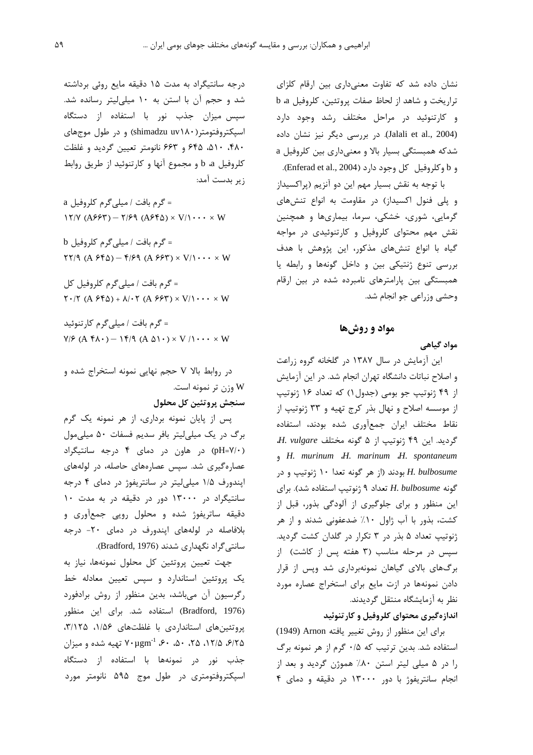نشان داده شد که تفاوت معنی‌داری بین ارقام کلزای تراریخت و شاهد از لحاظ صفات پروتئین، کلروفیل a، b و کارتنوئید در مراحل مختلف رشد وجود دارد (Jalali et al., 2004). در بررسی دیگر نیز نشان داده شدکه همبستگی بسیار بالا و معنی‌داری بین کلروفیل a و b وکلروفیل کل وجود دارد (Enferad et al., 2004).

با توجه به نقش بسیار مهم این دو آنزیم (پراکسیداز و پلی فنول اکسیداز) در مقاومت به انواع تنش‌های گرمایی، شوری، خشکی، سرما، بیماری‌ها و همچنین نقش مهم محتوای کلروفیل و کارتنوئیدی در مواجه گیاه با انواع تنش‌های مذکور، این پژوهش با هدف بررسی تنوع ژنتیکی بین و داخل گونه‌ها و رابطه یا همبستگی بین پارامترهای نامبرده شده در بین ارقام وحشی وزراعی جو انجام شد.

## مواد و روش‌ها

### مواد گیاهی

این آزمایش در سال ۱۳۸۷ در گلخانه گروه زراعت و اصلاح نباتات دانشگاه تهران انجام شد. در این آزمایش از ۴۹ ژنوتیپ جو بومی (جدول۱) که تعداد ۱۶ ژنوتیپ از موسسه اصلاح و نهال بذر کرج تهیه و ۳۳ ژنوتیپ از نقاط مختلف ایران جمع‌آوری شده بودند، استفاده گردید. این ۴۹ ژنوتیپ از ۵ گونه مختلف *H. vulgare*، *H. spontaneum*، *H. marinum*، *H. murinum* و *H. bulbosume* بودند (از هر گونه تعدا ۱۰ ژنوتیپ و در گونه *H. bulbosume* تعداد ۹ ژنوتیپ استفاده شد). برای این منظور و برای جلوگیری از آلودگی بذور، قبل از کشت، بذور با آب ژاول ۱۰٪ ضدعفونی شدند و از هر ژنوتیپ تعداد ۵ بذر در ۳ تکرار در گلدان کشت گردید. سپس در مرحله مناسب (۳ هفته پس از کاشت) از برگ‌های بالای گیاهان نمونه‌برداری شد وپس از قرار دادن نمونه‌ها در ازت مایع برای استخراج عصاره مورد نظر به آزمایشگاه منتقل گردیدند.

### اندازه‌گیری محتوای کلروفیل و کارتنوئید

برای این منظور از روش تغییر یافته Arnon (1949) استفاده شد. بدین ترتیب که ۰/۵ گرم از هر نمونه برگ را در ۵ میلی لیتر استن ۸۰٪ هموژن گردید و بعد از انجام سانتریفوژ با دور ۱۳۰۰۰ در دقیقه و دمای ۴ درجه سانتیگراد به مدت ۱۵ دقیقه مایع روئی برداشته شد و حجم آن با استن به ۱۰ میلی‌لیتر رسانده شد. سپس میزان جذب نور با استفاده از دستگاه اسپکتروفوتومتر(shimadzu uv۱۸۰) و در طول موج‌های ۴۸۰، ۵۱۰، ۶۴۵ و ۶۶۳ نانومتر تعیین گردید و غلظت کلروفیل a، b و مجموع آنها و کارتنوئید از طریق روابط زیر بدست آمد:

= گرم بافت / میلی‌گرم کلروفیل a

$$12.7\ (A663) - 2.69\ (A645) \times V/1000 \times W$$

= گرم بافت / میلی‌گرم کلروفیل b

$$22.9\ (A\ 645) - 4.69\ (A\ 663) \times V/1000 \times W$$

= گرم بافت / میلی‌گرم کلروفیل کل

$$20.2\ (A\ 645) + 8.02\ (A\ 663) \times V/1000 \times W$$

= گرم بافت / میلی‌گرم کارتنوئید

$$7.6\ (A\ 480) - 14.9\ (A\ 510) \times V\ /1000 \times W$$

در روابط بالا V حجم نهایی نمونه استخراج شده و W وزن تر نمونه است.

### سنجش پروتئین کل محلول

پس از پایان نمونه برداری، از هر نمونه یک گرم برگ در یک میلی‌لیتر بافر سدیم فسفات ۵۰ میلی‌مول (pH=۷/۰) در هاون در دمای ۴ درجه سانتیگراد عصاره‌گیری شد. سپس عصاره‌های حاصله، در لوله‌های اپندورف ۱/۵ میلی‌لیتر در سانتریفوژ در دمای ۴ درجه سانتیگراد در ۱۳۰۰۰ دور در دقیقه در به مدت ۱۰ دقیقه ساتریفوژ شده و محلول رویی جمع‌آوری و بلافاصله در لوله‌های اپندورف در دمای ۲۰- درجه سانتی‌گراد نگهداری شدند (Bradford, 1976).

جهت تعیین پروتئین کل محلول نمونه‌ها، نیاز به یک پروتئین استاندارد و سپس تعیین معادله خط رگرسیون آن می‌باشد، بدین منظور از روش برادفورد (Bradford, 1976) استفاده شد. برای این منظور پروتئین‌های استانداردی با غلظت‌های ۱/۵۶، ۳/۱۲۵، ۶/۲۵، ۱۲/۵، ۲۵، ۵۰، ۶۰، $70\ \mu gm^{-1}$ تهیه شده و میزان جذب نور در نمونه‌ها با استفاده از دستگاه اسپکتروفوتومتری در طول موج ۵۹۵ نانومتر مورد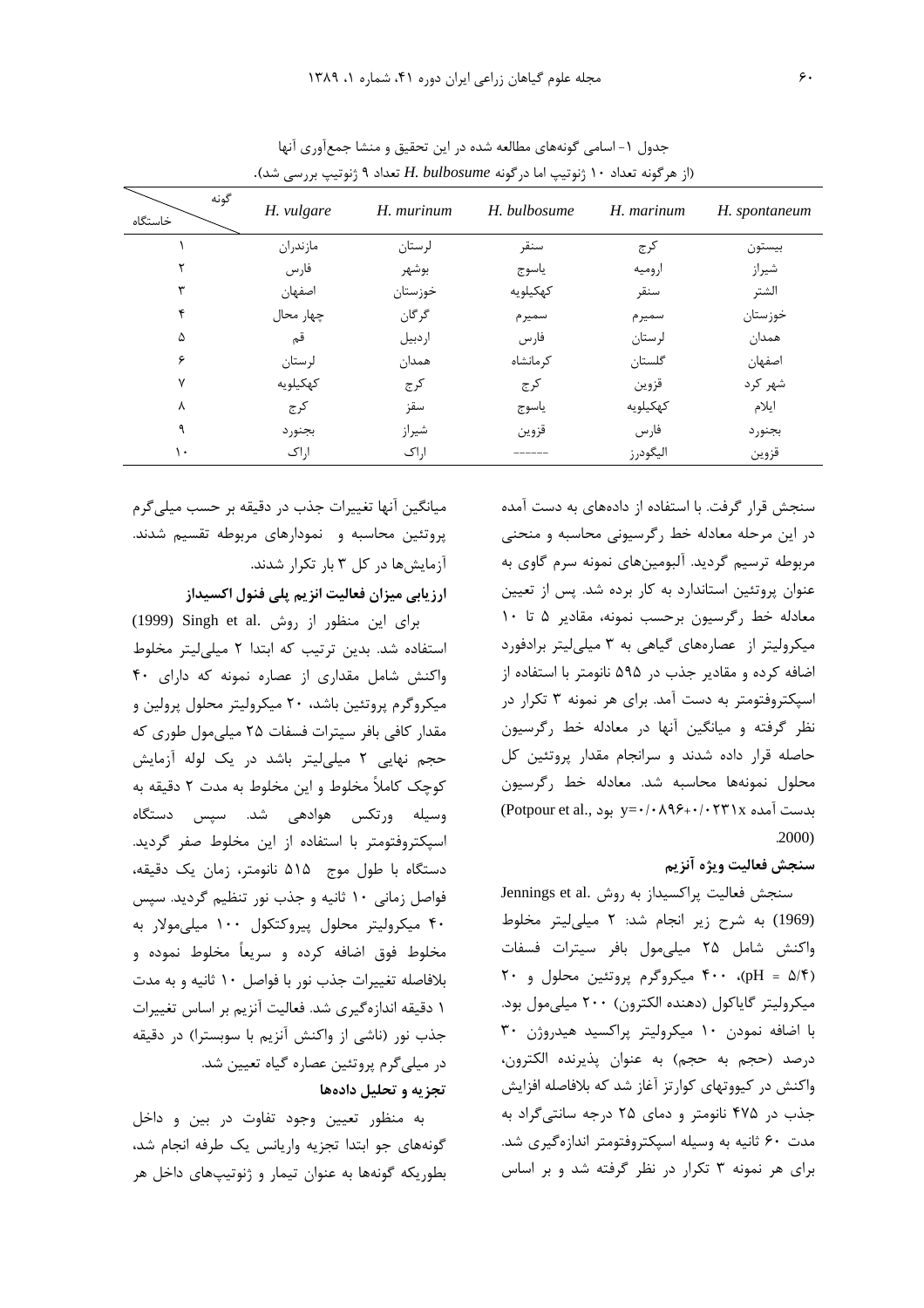جدول ۱- اسامی گونه‌های مطالعه شده در این تحقیق و منشا جمع‌آوری آنها
(از هرگونه تعداد ۱۰ ژنوتیپ اما درگونه *H. bulbosume* تعداد ۹ ژنوتیپ بررسی شد).

| خاستگاه / گونه | *H. vulgare* | *H. murinum* | *H. bulbosume* | *H. marinum* | *H. spontaneum* |
|---|---|---|---|---|---|
| ۱ | مازندران | لرستان | سنقر | کرج | بیستون |
| ۲ | فارس | بوشهر | یاسوج | ارومیه | شیراز |
| ۳ | اصفهان | خوزستان | کهکیلویه | سنقر | الشتر |
| ۴ | چهار محال | گرگان | سمیرم | سمیرم | خوزستان |
| ۵ | قم | اردبیل | فارس | لرستان | همدان |
| ۶ | لرستان | همدان | کرمانشاه | گلستان | اصفهان |
| ۷ | کهکیلویه | کرج | کرج | قزوین | شهر کرد |
| ۸ | کرج | سقز | یاسوج | کهکیلویه | ایلام |
| ۹ | بجنورد | شیراز | قزوین | فارس | بجنورد |
| ۱۰ | اراک | اراک | ------ | الیگودرز | قزوین |

سنجش قرار گرفت. با استفاده از داده‌های به دست آمده در این مرحله معادله خط رگرسیونی محاسبه و منحنی مربوطه ترسیم گردید. آلبومین‌های نمونه سرم گاوی به عنوان پروتئین استاندارد به کار برده شد. پس از تعیین معادله خط رگرسیون برحسب نمونه، مقادیر ۵ تا ۱۰ میکرولیتر از عصاره‌های گیاهی به ۳ میلی‌لیتر برادفورد اضافه کرده و مقادیر جذب در ۵۹۵ نانومتر با استفاده از اسپکتروفتومتر به دست آمد. برای هر نمونه ۳ تکرار در نظر گرفته و میانگین آنها در معادله خط رگرسیون حاصله قرار داده شدند و سرانجام مقدار پروتئین کل محلول نمونه‌ها محاسبه شد. معادله خط رگرسیون بدست آمده $y=۰/۰۸۹۶+۰/۰۲۳۱x$ بود (Potpour et al., 2000).

### سنجش فعالیت ویژه آنزیم

سنجش فعالیت پراکسیداز به روش .Jennings et al (1969) به شرح زیر انجام شد: ۲ میلی‌لیتر مخلوط واکنش شامل ۲۵ میلی‌مول بافر سیترات فسفات ($pH = ۵/۴$)، ۴۰۰ میکروگرم پروتئین محلول و ۲۰ میکرولیتر گایاکول (دهنده الکترون) ۲۰۰ میلی‌مول بود. با اضافه نمودن ۱۰ میکرولیتر پراکسید هیدروژن ۳۰ درصد (حجم به حجم) به عنوان پذیرنده الکترون، واکنش در کیووتهای کوارتز آغاز شد که بلافاصله افزایش جذب در ۴۷۵ نانومتر و دمای ۲۵ درجه سانتی‌گراد به مدت ۶۰ ثانیه به وسیله اسپکتروفتومتر اندازه‌گیری شد. برای هر نمونه ۳ تکرار در نظر گرفته شد و بر اساس میانگین آنها تغییرات جذب در دقیقه بر حسب میلی‌گرم پروتئین محاسبه و نمودارهای مربوطه تقسیم شدند. آزمایش‌ها در کل ۳ بار تکرار شدند.

### ارزیابی میزان فعالیت انزیم پلی فنول اکسیداز

برای این منظور از روش .Singh et al (1999) استفاده شد. بدین ترتیب که ابتدا ۲ میلی‌لیتر مخلوط واکنش شامل مقداری از عصاره نمونه که دارای ۴۰ میکروگرم پروتئین باشد، ۲۰ میکرولیتر محلول پرولین و مقدار کافی بافر سیترات فسفات ۲۵ میلی‌مول طوری که حجم نهایی ۲ میلی‌لیتر باشد در یک لوله آزمایش کوچک کاملاً مخلوط و این مخلوط به مدت ۲ دقیقه به وسیله ورتکس هوادهی شد. سپس دستگاه اسپکتروفتومتر با استفاده از این مخلوط صفر گردید. دستگاه با طول موج ۵۱۵ نانومتر، زمان یک دقیقه، فواصل زمانی ۱۰ ثانیه و جذب نور تنظیم گردید. سپس ۴۰ میکرولیتر محلول پیروکتکول ۱۰۰ میلی‌مولار به مخلوط فوق اضافه کرده و سریعاً مخلوط نموده و بلافاصله تغییرات جذب نور با فواصل ۱۰ ثانیه و به مدت ۱ دقیقه اندازه‌گیری شد. فعالیت آنزیم بر اساس تغییرات جذب نور (ناشی از واکنش آنزیم با سوبسترا) در دقیقه در میلی‌گرم پروتئین عصاره گیاه تعیین شد.

### تجزیه و تحلیل داده‌ها

به منظور تعیین وجود تفاوت در بین و داخل گونه‌های جو ابتدا تجزیه واریانس یک طرفه انجام شد، بطوریکه گونه‌ها به عنوان تیمار و ژنوتیپ‌های داخل هر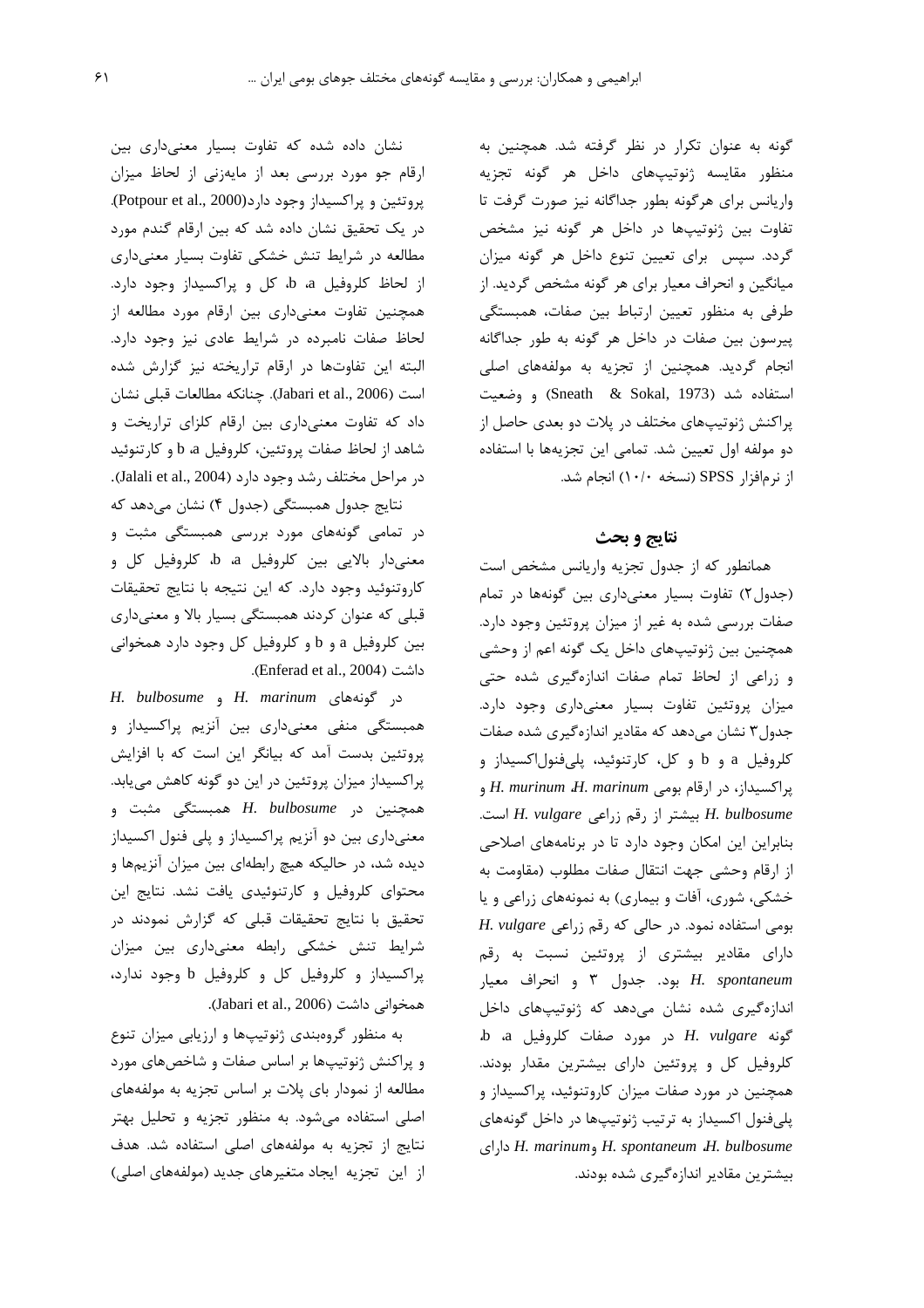گونه به عنوان تکرار در نظر گرفته شد. همچنین به منظور مقایسه ژنوتیپ‌های داخل هر گونه تجزیه واریانس برای هرگونه بطور جداگانه نیز صورت گرفت تا تفاوت بین ژنوتیپ‌ها در داخل هر گونه نیز مشخص گردد. سپس  برای تعیین تنوع داخل هر گونه میزان میانگین و انحراف معیار برای هر گونه مشخص گردید. از طرفی به منظور تعیین ارتباط بین صفات، همبستگی پیرسون بین صفات در داخل هر گونه به طور جداگانه انجام گردید. همچنین از تجزیه به مولفه‌های اصلی استفاده شد (Sneath  & Sokal, 1973) و وضعیت پراکنش ژنوتیپ‌های مختلف در پلات دو بعدی حاصل از دو مولفه اول تعیین شد. تمامی این تجزیه‌ها با استفاده از نرم‌افزار SPSS (نسخه ۱۰/۰) انجام شد.

## نتایج و بحث

همانطور که از جدول تجزیه واریانس مشخص است (جدول۲) تفاوت بسیار معنی‌داری بین گونه‌ها در تمام صفات بررسی شده به غیر از میزان پروتئین وجود دارد. همچنین بین ژنوتیپ‌های داخل یک گونه اعم از وحشی و زراعی از لحاظ تمام صفات اندازه‌گیری شده حتی میزان پروتئین تفاوت بسیار معنی‌داری وجود دارد. جدول۳ نشان می‌دهد که مقادیر اندازه‌گیری شده صفات کلروفیل a و b و کل، کارتنوئید، پلی‌فنول‌اکسیداز و پراکسیداز، در ارقام بومی *H. marinum* ،*H. murinum* و *H. bulbosume* بیشتر از رقم زراعی *H. vulgare* است. بنابراین این امکان وجود دارد تا در برنامه‌های اصلاحی از ارقام وحشی جهت انتقال صفات مطلوب (مقاومت به خشکی، شوری، آفات و بیماری) به نمونه‌های زراعی و یا بومی استفاده نمود. در حالی که رقم زراعی *H. vulgare* دارای مقادیر بیشتری از پروتئین نسبت به رقم *H. spontaneum* بود. جدول ۳ و انحراف معیار اندازه‌گیری شده نشان می‌دهد که ژنوتیپ‌های داخل گونه *H. vulgare* در مورد صفات کلروفیل a، b، کلروفیل کل و پروتئین دارای بیشترین مقدار بودند. همچنین در مورد صفات میزان کاروتنوئید، پراکسیداز و پلی‌فنول اکسیداز به ترتیب ژنوتیپ‌ها در داخل گونه‌های *H. bulbosume* ،*H. spontaneum* و*H. marinum* دارای بیشترین مقادیر اندازه‌گیری شده بودند.

نشان داده شده که تفاوت بسیار معنی‌داری بین ارقام جو مورد بررسی بعد از مایه‌زنی از لحاظ میزان پروتئین و پراکسیداز وجود دارد(Potpour et al., 2000). در یک تحقیق نشان داده شد که بین ارقام گندم مورد مطالعه در شرایط تنش خشکی تفاوت بسیار معنی‌داری از لحاظ کلروفیل a، b، کل و پراکسیداز وجود دارد. همچنین تفاوت معنی‌داری بین ارقام مورد مطالعه از لحاظ صفات نامبرده در شرایط عادی نیز وجود دارد. البته این تفاوت‌ها در ارقام تراریخته نیز گزارش شده است (Jabari et al., 2006). چنانکه مطالعات قبلی نشان داد که تفاوت معنی‌داری بین ارقام کلزای تراریخت و شاهد از لحاظ صفات پروتئین، کلروفیل a، b و کارتنوئید در مراحل مختلف رشد وجود دارد (Jalali et al., 2004).

نتایج جدول همبستگی (جدول ۴) نشان می‌دهد که در تمامی گونه‌های مورد بررسی همبستگی مثبت و معنی‌دار بالایی بین کلروفیل a، b، کلروفیل کل و کاروتنوئید وجود دارد. که این نتیجه با نتایج تحقیقات قبلی که عنوان کردند همبستگی بسیار بالا و معنی‌داری بین کلروفیل a و b و کلروفیل کل وجود دارد همخوانی داشت (Enferad et al., 2004).

در گونه‌های *H. marinum* و *H. bulbosume* همبستگی منفی معنی‌داری بین آنزیم پراکسیداز و پروتئین بدست آمد که بیانگر این است که با افزایش پراکسیداز میزان پروتئین در این دو گونه کاهش می‌یابد. همچنین در *H. bulbosume* همبستگی مثبت و معنی‌داری بین دو آنزیم پراکسیداز و پلی فنول اکسیداز دیده شد، در حالیکه هیچ رابطه‌ای بین میزان آنزیم‌ها و محتوای کلروفیل و کارتنوئیدی یافت نشد. نتایج این تحقیق با نتایج تحقیقات قبلی که گزارش نمودند در شرایط تنش خشکی رابطه معنی‌داری بین میزان پراکسیداز و کلروفیل کل و کلروفیل b وجود ندارد، همخوانی داشت (Jabari et al., 2006).

به منظور گروه‌بندی ژنوتیپ‌ها و ارزیابی میزان تنوع و پراکنش ژنوتیپ‌ها بر اساس صفات و شاخص‌های مورد مطالعه از نمودار بای پلات بر اساس تجزیه به مولفه‌های اصلی استفاده می‌شود. به منظور تجزیه و تحلیل بهتر نتایج از تجزیه به مولفه‌های اصلی استفاده شد. هدف از این تجزیه ایجاد متغیرهای جدید (مولفه‌های اصلی)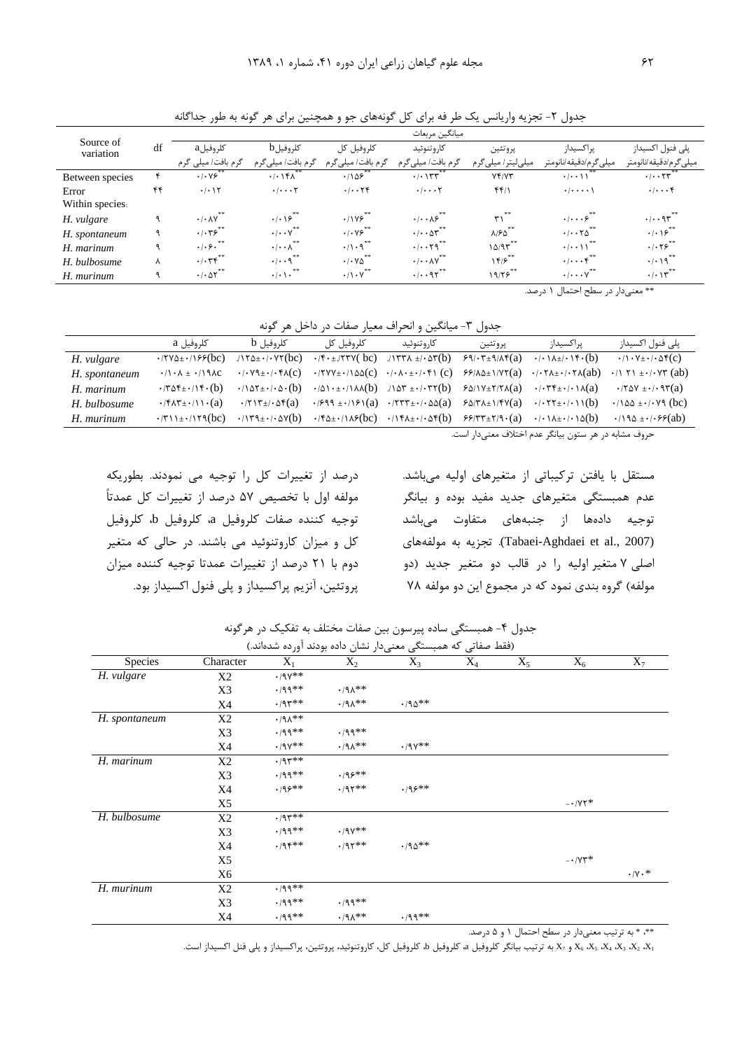جدول ۲- تجزیه واریانس یک طرفه برای کل گونه‌های جو و همچنین برای هر گونه به طور جداگانه

| Source of variation | df | کلروفیل a گرم بافت/ میلی گرم | کلروفیل b گرم بافت/ میلی‌گرم | کلروفیل کل گرم بافت/ میلی‌گرم | کاروتنوئید گرم بافت/ میلی‌گرم | پروتئین میلی‌لیتر/ میلی‌گرم | پراکسیداز میلی‌گرم/دقیقه/نانومتر | پلی فنول اکسیداز میلی‌گرم/دقیقه/نانومتر |
|---|---|---|---|---|---|---|---|---|
| | | میانگین مربعات | | | | | | |
| Between species | ۴ | \*\*۰/۰۷۶ | \*\*۰/۰۱۴۸ | \*\*۰/۱۵۶ | \*\*۰/۰۱۳۳ | ۷۴/۷۳ | \*\*۰/۰۰۱۱ | \*\*۰/۰۰۲۳ |
| Error | ۴۴ | ۰/۰۱۲ | ۰/۰۰۰۲ | ۰/۰۰۲۴ | ۰/۰۰۰۲ | ۴۴/۱ | ۰/۰۰۰۰۱ | ۰/۰۰۰۴ |
| Within species: | | | | | | | | |
| *H. vulgare* | ۹ | \*\*۰/۰۸۷ | \*\*۰/۰۱۶ | \*\*۰/۱۷۶ | \*\*۰/۰۰۸۶ | \*\*۳۱ | \*\*۰/۰۰۰۶ | \*\*۰/۰۰۹۳ |
| *H. spontaneum* | ۹ | \*\*۰/۰۳۶ | \*\*۰/۰۰۷ | \*\*۰/۰۷۶ | \*\*۰/۰۰۵۳ | \*\*۸/۶۵ | \*\*۰/۰۰۲۵ | \*\*۰/۰۱۶ |
| *H. marinum* | ۹ | \*\*۰/۰۶۰ | \*\*۰/۰۰۸ | \*\*۰/۱۰۹ | \*\*۰/۰۰۲۹ | \*\*۱۵/۹۳ | \*\*۰/۰۰۱۱ | \*\*۰/۰۲۶ |
| *H. bulbosume* | ۸ | \*\*۰/۰۳۴ | \*\*۰/۰۰۹ | \*\*۰/۰۷۵ | \*\*۰/۰۰۸۷ | \*\*۱۴/۶ | \*\*۰/۰۰۰۴ | \*\*۰/۰۱۹ |
| *H. murinum* | ۹ | \*\*۰/۰۵۲ | \*\*۰/۰۱۰ | \*\*۰/۱۰۷ | \*\*۰/۰۰۹۲ | \*\*۱۹/۲۶ | \*\*۰/۰۰۰۷ | \*\*۰/۰۱۳ |

\*\* معنی‌دار در سطح احتمال ۱ درصد.

جدول ۳- میانگین و انحراف معیار صفات در داخل هر گونه

| | کلروفیل a | کلروفیل b | کلروفیل کل | کاروتنوئید | پروتئین | پراکسیداز | پلی فنول اکسیداز |
|---|---|---|---|---|---|---|---|
| *H. vulgare* | ۰/۲۷۵±۰/۱۶۶(bc) | ۰/۱۲۵±۰/۰۷۲(bc) | ۰/۴۰±۰/۲۳۷(bc) | ۰/۱۳۳۸±۰/۰۵۳(b) | ۶۹/۰۳±۹/۸۴(a) | ۰/۰۱۸±۰/۰۱۴۰(b) | ۰/۱۰۷±۰/۰۵۴(c) |
| *H. spontaneum* | ۰/۱۰۸±۰/۱۹۸c | ۰/۰۷۹±۰/۰۴۸(c) | ۰/۲۷۷±۰/۱۵۵(c) | ۰/۰۸۰±۰/۰۴۱(c) | ۶۶/۸۵±۱/۷۲(a) | ۰/۰۲۸±۰/۰۲۸(ab) | ۰/۱۲۱±۰/۰۷۳(ab) |
| *H. marinum* | ۰/۳۵۴±۰/۱۴۰(b) | ۰/۱۵۲±۰/۰۵۰(b) | ۰/۵۱۰±۰/۱۸۸(b) | ۰/۱۵۳±۰/۰۳۲(b) | ۶۵/۱۷±۲/۳۸(a) | ۰/۰۳۴±۰/۰۱۸(a) | ۰/۲۵۷±۰/۰۹۳(a) |
| *H. bulbosume* | ۰/۴۸۳±۰/۱۱۰(a) | ۰/۲۱۳±۰/۰۵۴(a) | ۰/۶۹۹±۰/۱۶۱(a) | ۰/۲۳۳±۰/۰۵۵(a) | ۶۵/۳۸±۱/۴۷(a) | ۰/۰۲۲±۰/۰۱۱(b) | ۰/۱۵۵±۰/۰۷۹(bc) |
| *H. murinum* | ۰/۳۱۱±۰/۱۲۹(bc) | ۰/۱۳۹±۰/۰۵۷(b) | ۰/۴۵±۰/۱۸۶(bc) | ۰/۱۴۸±۰/۰۵۴(b) | ۶۶/۳۳±۲/۹۰(a) | ۰/۰۱۸±۰/۰۱۵(b) | ۰/۱۹۵±۰/۰۶۶(ab) |

حروف مشابه در هر ستون بیانگر عدم اختلاف معنی‌دار است.

مستقل با یافتن ترکیباتی از متغیرهای اولیه می‌باشد. عدم همبستگی متغیرهای جدید مفید بوده و بیانگر توجیه داده‌ها از جنبه‌های متفاوت می‌باشد (Tabaei-Aghdaei et al., 2007). تجزیه به مولفه‌های اصلی ۷ متغیر اولیه را در قالب دو متغیر جدید (دو مولفه) گروه بندی نمود که در مجموع این دو مولفه ۷۸ درصد از تغییرات کل را توجیه می نمودند. بطوریکه مولفه اول با تخصیص ۵۷ درصد از تغییرات کل عمدتاً توجیه کننده صفات کلروفیل a، کلروفیل b، کلروفیل کل و میزان کاروتنوئید می باشند. در حالی که متغیر دوم با ۲۱ درصد از تغییرات عمدتا توجیه کننده میزان پروتئین، آنزیم پراکسیداز و پلی فنول اکسیداز بود.

جدول ۴- همبستگی ساده پیرسون بین صفات مختلف به تفکیک در هرگونه
(فقط صفاتی که همبستگی معنی‌دار نشان داده بودند آورده شده‌اند.)

| Species | Character | $X_1$ | $X_2$ | $X_3$ | $X_4$ | $X_5$ | $X_6$ | $X_7$ |
|---|---|---|---|---|---|---|---|---|
| *H. vulgare* | X2 | ۰/۹۷\*\* | | | | | | |
| | X3 | ۰/۹۹\*\* | ۰/۹۸\*\* | | | | | |
| | X4 | ۰/۹۳\*\* | ۰/۹۸\*\* | ۰/۹۵\*\* | | | | |
| *H. spontaneum* | X2 | ۰/۹۸\*\* | | | | | | |
| | X3 | ۰/۹۹\*\* | ۰/۹۹\*\* | | | | | |
| | X4 | ۰/۹۷\*\* | ۰/۹۸\*\* | ۰/۹۷\*\* | | | | |
| *H. marinum* | X2 | ۰/۹۳\*\* | | | | | | |
| | X3 | ۰/۹۹\*\* | ۰/۹۶\*\* | | | | | |
| | X4 | ۰/۹۶\*\* | ۰/۹۳\*\* | ۰/۹۶\*\* | | | | |
| | X5 | | | | | | -۰/۷۲\* | |
| *H. bulbosume* | X2 | ۰/۹۳\*\* | | | | | | |
| | X3 | ۰/۹۹\*\* | ۰/۹۷\*\* | | | | | |
| | X4 | ۰/۹۴\*\* | ۰/۹۳\*\* | ۰/۹۵\*\* | | | | |
| | X5 | | | | | | -۰/۷۳\* | |
| | X6 | | | | | | | ۰/۷۰\* |
| *H. murinum* | X2 | ۰/۹۹\*\* | | | | | | |
| | X3 | ۰/۹۹\*\* | ۰/۹۹\*\* | | | | | |
| | X4 | ۰/۹۹\*\* | ۰/۹۸\*\* | ۰/۹۹\*\* | | | | |

\*\*، \* به ترتیب معنی‌دار در سطح احتمال ۱ و ۵ درصد.

$X_1$، $X_2$، $X_3$، $X_4$، $X_5$، $X_6$ و $X_7$ به ترتیب بیانگر کلروفیل a، کلروفیل b، کلروفیل کل، کاروتنوئید، پروتئین، پراکسیداز و پلی فنل اکسیداز است.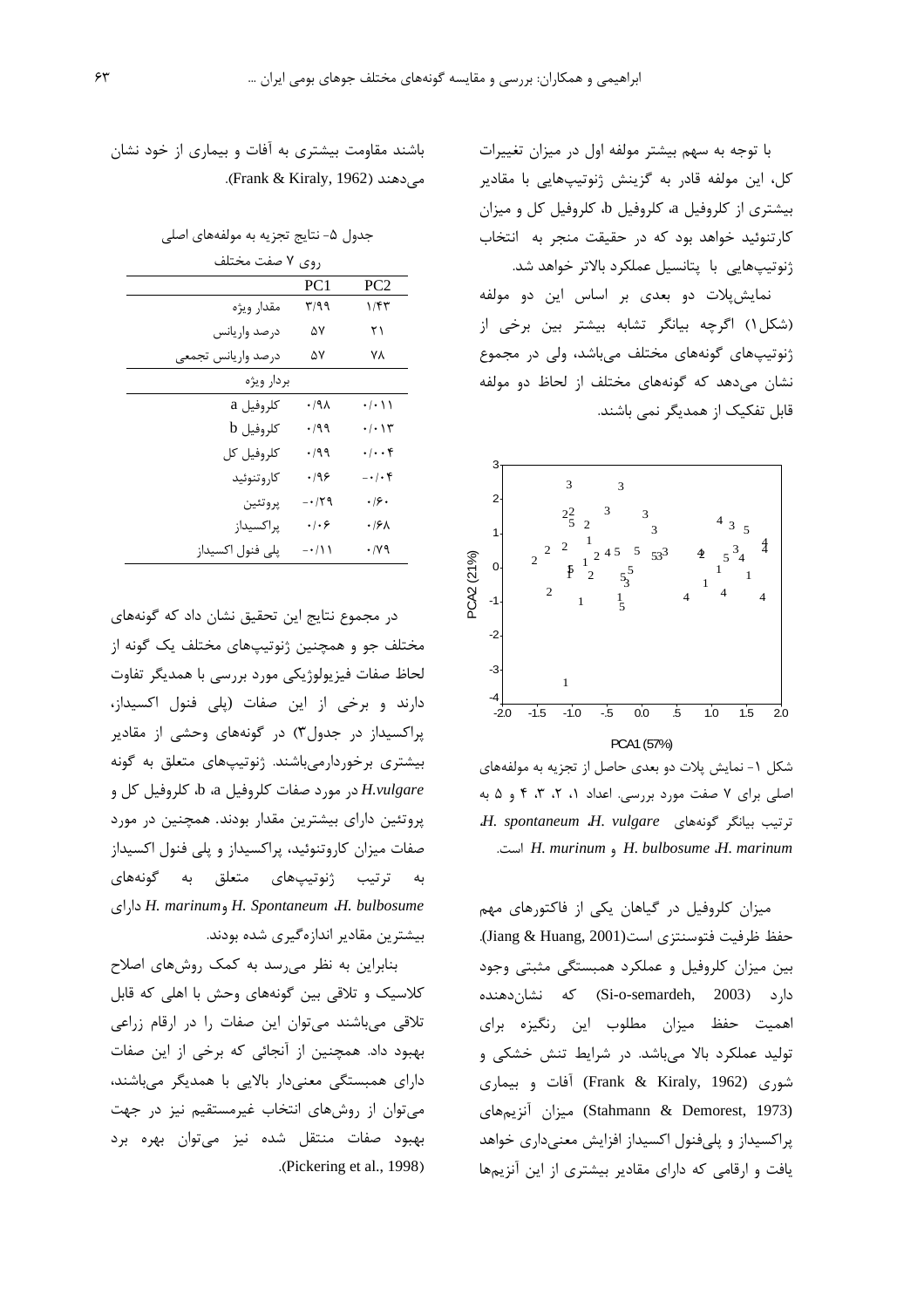با توجه به سهم بیشتر مولفه اول در میزان تغییرات کل، این مولفه قادر به گزینش ژنوتیپ‌هایی با مقادیر بیشتری از کلروفیل a، کلروفیل b، کلروفیل کل و میزان کارتنوئید خواهد بود که در حقیقت منجر به انتخاب ژنوتیپ‌هایی با پتانسیل عملکرد بالاتر خواهد شد.

نمایش‌پلات دو بعدی بر اساس این دو مولفه (شکل۱) اگرچه بیانگر تشابه بیشتر بین برخی از ژنوتیپ‌های گونه‌های مختلف می‌باشد، ولی در مجموع نشان می‌دهد که گونه‌های مختلف از لحاظ دو مولفه قابل تفکیک از همدیگر نمی باشند.

PCA2 (21%)

PCA1 (57%)

3
2
1
0
-1
-2
-3
-4

-2.0 -1.5 -1.0 -.5 0.0 .5 1.0 1.5 2.0

شکل ۱- نمایش پلات دو بعدی حاصل از تجزیه به مولفه‌های اصلی برای ۷ صفت مورد بررسی. اعداد ۱، ۲، ۳، ۴ و ۵ به ترتیب بیانگر گونه‌های *H. vulgare*، *H. spontaneum*، *H. marinum*، *H. bulbosume* و *H. murinum* است.

میزان کلروفیل در گیاهان یکی از فاکتورهای مهم حفظ ظرفیت فتوسنتزی است(Jiang & Huang, 2001). بین میزان کلروفیل و عملکرد همبستگی مثبتی وجود دارد (Si-o-semardeh, 2003) که نشان‌دهنده اهمیت حفظ میزان مطلوب این رنگیزه برای تولید عملکرد بالا می‌باشد. در شرایط تنش خشکی و شوری (Frank & Kiraly, 1962) آفات و بیماری (Stahmann & Demorest, 1973) میزان آنزیم‌های پراکسیداز و پلی‌فنول اکسیداز افزایش معنی‌داری خواهد یافت و ارقامی که دارای مقادیر بیشتری از این آنزیم‌ها باشند مقاومت بیشتری به آفات و بیماری از خود نشان می‌دهند (Frank & Kiraly, 1962).

جدول ۵- نتایج تجزیه به مولفه‌های اصلی روی ۷ صفت مختلف

| | PC1 | PC2 |
|---|---|---|
| مقدار ویژه | ۳/۹۹ | ۱/۴۳ |
| درصد واریانس | ۵۷ | ۲۱ |
| درصد واریانس تجمعی | ۵۷ | ۷۸ |
| بردار ویژه | | |
| کلروفیل a | ۰/۹۸ | ۰/۰۱۱ |
| کلروفیل b | ۰/۹۹ | ۰/۰۱۳ |
| کلروفیل کل | ۰/۹۹ | ۰/۰۰۴ |
| کاروتنوئید | ۰/۹۶ | -۰/۰۴ |
| پروتئین | -۰/۲۹ | ۰/۶۰ |
| پراکسیداز | ۰/۰۶ | ۰/۶۸ |
| پلی فنول اکسیداز | -۰/۱۱ | ۰/۷۹ |

در مجموع نتایج این تحقیق نشان داد که گونه‌های مختلف جو و همچنین ژنوتیپ‌های مختلف یک گونه از لحاظ صفات فیزیولوژیکی مورد بررسی با همدیگر تفاوت دارند و برخی از این صفات (پلی فنول اکسیداز، پراکسیداز در جدول۳) در گونه‌های وحشی از مقادیر بیشتری برخوردارمی‌باشند. ژنوتیپ‌های متعلق به گونه *H.vulgare* در مورد صفات کلروفیل a، b، کلروفیل کل و پروتئین دارای بیشترین مقدار بودند. همچنین در مورد صفات میزان کاروتنوئید، پراکسیداز و پلی فنول اکسیداز به ترتیب ژنوتیپ‌های متعلق به گونه‌های *H. bulbosume*، *H. Spontaneum* و *H. marinum* دارای بیشترین مقادیر اندازه‌گیری شده بودند.

بنابراین به نظر می‌رسد به کمک روش‌های اصلاح کلاسیک و تلاقی بین گونه‌های وحش با اهلی که قابل تلاقی می‌باشند می‌توان این صفات را در ارقام زراعی بهبود داد. همچنین از آنجائی که برخی از این صفات دارای همبستگی معنی‌دار بالایی با همدیگر می‌باشند، می‌توان از روش‌های انتخاب غیرمستقیم نیز در جهت بهبود صفات منتقل شده نیز می‌توان بهره برد (Pickering et al., 1998).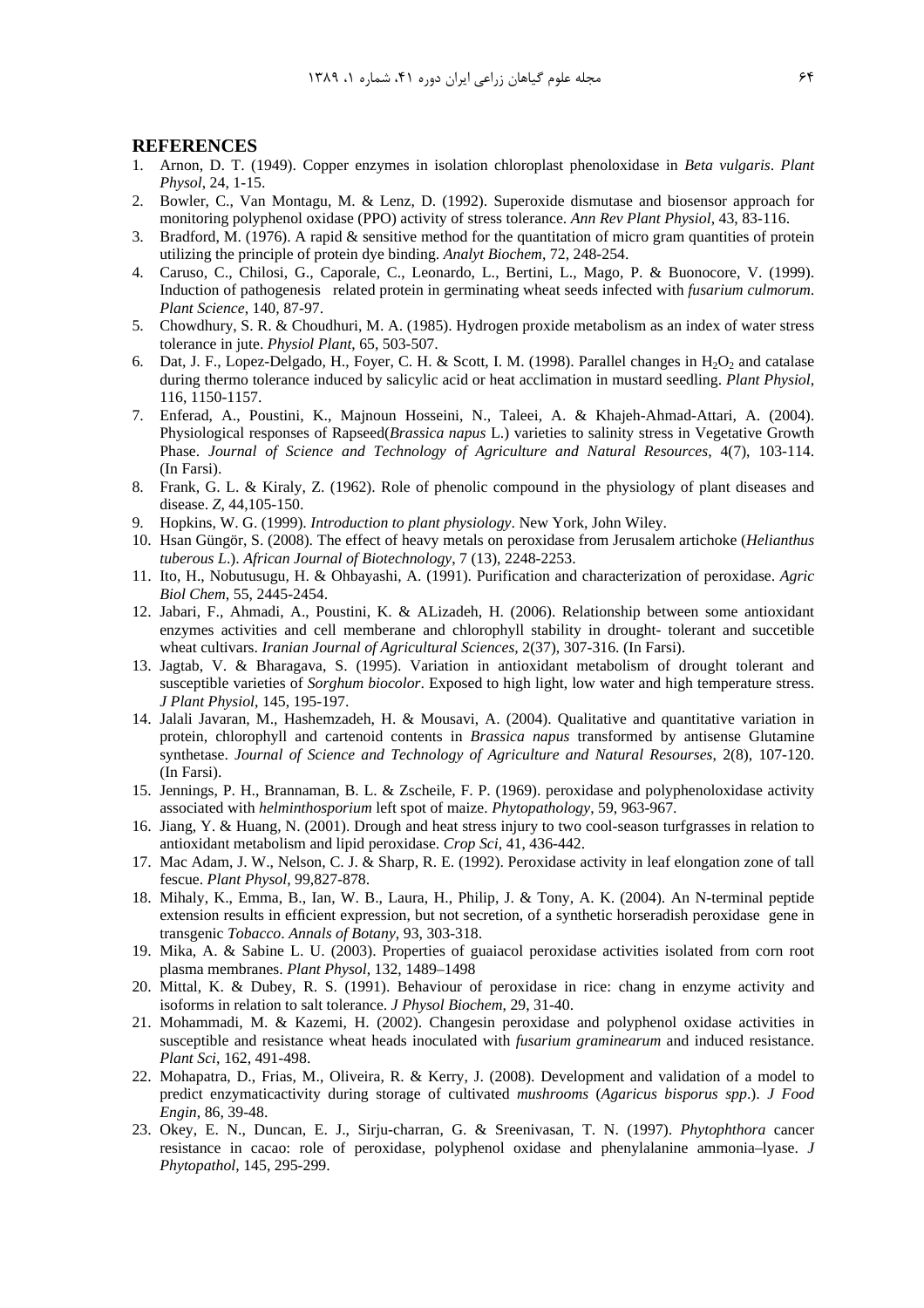## REFERENCES

1. Arnon, D. T. (1949). Copper enzymes in isolation chloroplast phenoloxidase in *Beta vulgaris*. *Plant Physol*, 24, 1-15.
2. Bowler, C., Van Montagu, M. & Lenz, D. (1992). Superoxide dismutase and biosensor approach for monitoring polyphenol oxidase (PPO) activity of stress tolerance. *Ann Rev Plant Physiol*, 43, 83-116.
3. Bradford, M. (1976). A rapid & sensitive method for the quantitation of micro gram quantities of protein utilizing the principle of protein dye binding. *Analyt Biochem*, 72, 248-254.
4. Caruso, C., Chilosi, G., Caporale, C., Leonardo, L., Bertini, L., Mago, P. & Buonocore, V. (1999). Induction of pathogenesis related protein in germinating wheat seeds infected with *fusarium culmorum*. *Plant Science*, 140, 87-97.
5. Chowdhury, S. R. & Choudhuri, M. A. (1985). Hydrogen proxide metabolism as an index of water stress tolerance in jute. *Physiol Plant*, 65, 503-507.
6. Dat, J. F., Lopez-Delgado, H., Foyer, C. H. & Scott, I. M. (1998). Parallel changes in $H_2O_2$ and catalase during thermo tolerance induced by salicylic acid or heat acclimation in mustard seedling. *Plant Physiol*, 116, 1150-1157.
7. Enferad, A., Poustini, K., Majnoun Hosseini, N., Taleei, A. & Khajeh-Ahmad-Attari, A. (2004). Physiological responses of Rapseed(*Brassica napus* L.) varieties to salinity stress in Vegetative Growth Phase. *Journal of Science and Technology of Agriculture and Natural Resources*, 4(7), 103-114. (In Farsi).
8. Frank, G. L. & Kiraly, Z. (1962). Role of phenolic compound in the physiology of plant diseases and disease. *Z*, 44,105-150.
9. Hopkins, W. G. (1999). *Introduction to plant physiology*. New York, John Wiley.
10. Hsan Güngör, S. (2008). The effect of heavy metals on peroxidase from Jerusalem artichoke (*Helianthus tuberous L*.). *African Journal of Biotechnology*, 7 (13), 2248-2253.
11. Ito, H., Nobutusugu, H. & Ohbayashi, A. (1991). Purification and characterization of peroxidase. *Agric Biol Chem*, 55, 2445-2454.
12. Jabari, F., Ahmadi, A., Poustini, K. & ALizadeh, H. (2006). Relationship between some antioxidant enzymes activities and cell memberane and chlorophyll stability in drought- tolerant and succetible wheat cultivars. *Iranian Journal of Agricultural Sciences*, 2(37), 307-316. (In Farsi).
13. Jagtab, V. & Bharagava, S. (1995). Variation in antioxidant metabolism of drought tolerant and susceptible varieties of *Sorghum biocolor*. Exposed to high light, low water and high temperature stress. *J Plant Physiol*, 145, 195-197.
14. Jalali Javaran, M., Hashemzadeh, H. & Mousavi, A. (2004). Qualitative and quantitative variation in protein, chlorophyll and cartenoid contents in *Brassica napus* transformed by antisense Glutamine synthetase. *Journal of Science and Technology of Agriculture and Natural Resourses*, 2(8), 107-120. (In Farsi).
15. Jennings, P. H., Brannaman, B. L. & Zscheile, F. P. (1969). peroxidase and polyphenoloxidase activity associated with *helminthosporium* left spot of maize. *Phytopathology*, 59, 963-967.
16. Jiang, Y. & Huang, N. (2001). Drough and heat stress injury to two cool-season turfgrasses in relation to antioxidant metabolism and lipid peroxidase. *Crop Sci*, 41, 436-442.
17. Mac Adam, J. W., Nelson, C. J. & Sharp, R. E. (1992). Peroxidase activity in leaf elongation zone of tall fescue. *Plant Physol*, 99,827-878.
18. Mihaly, K., Emma, B., Ian, W. B., Laura, H., Philip, J. & Tony, A. K. (2004). An N-terminal peptide extension results in efficient expression, but not secretion, of a synthetic horseradish peroxidase gene in transgenic *Tobacco*. *Annals of Botany*, 93, 303-318.
19. Mika, A. & Sabine L. U. (2003). Properties of guaiacol peroxidase activities isolated from corn root plasma membranes. *Plant Physol*, 132, 1489–1498
20. Mittal, K. & Dubey, R. S. (1991). Behaviour of peroxidase in rice: chang in enzyme activity and isoforms in relation to salt tolerance. *J Physol Biochem*, 29, 31-40.
21. Mohammadi, M. & Kazemi, H. (2002). Changesin peroxidase and polyphenol oxidase activities in susceptible and resistance wheat heads inoculated with *fusarium graminearum* and induced resistance. *Plant Sci*, 162, 491-498.
22. Mohapatra, D., Frias, M., Oliveira, R. & Kerry, J. (2008). Development and validation of a model to predict enzymaticactivity during storage of cultivated *mushrooms* (*Agaricus bisporus spp*.). *J Food Engin*, 86, 39-48.
23. Okey, E. N., Duncan, E. J., Sirju-charran, G. & Sreenivasan, T. N. (1997). *Phytophthora* cancer resistance in cacao: role of peroxidase, polyphenol oxidase and phenylalanine ammonia–lyase. *J Phytopathol*, 145, 295-299.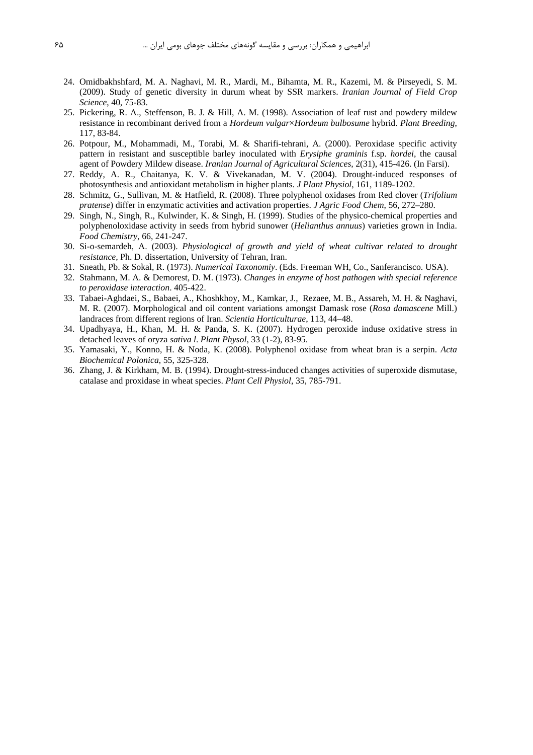24. Omidbakhshfard, M. A. Naghavi, M. R., Mardi, M., Bihamta, M. R., Kazemi, M. & Pirseyedi, S. M. (2009). Study of genetic diversity in durum wheat by SSR markers. *Iranian Journal of Field Crop Science*, 40, 75-83.
25. Pickering, R. A., Steffenson, B. J. & Hill, A. M. (1998). Association of leaf rust and powdery mildew resistance in recombinant derived from a *Hordeum vulgar*×*Hordeum bulbosume* hybrid. *Plant Breeding*, 117, 83-84.
26. Potpour, M., Mohammadi, M., Torabi, M. & Sharifi-tehrani, A. (2000). Peroxidase specific activity pattern in resistant and susceptible barley inoculated with *Erysiphe graminis* f.sp. *hordei*, the causal agent of Powdery Mildew disease. *Iranian Journal of Agricultural Sciences*, 2(31), 415-426. (In Farsi).
27. Reddy, A. R., Chaitanya, K. V. & Vivekanadan, M. V. (2004). Drought-induced responses of photosynthesis and antioxidant metabolism in higher plants. *J Plant Physiol*, 161, 1189-1202.
28. Schmitz, G., Sullivan, M. & Hatfield, R. (2008). Three polyphenol oxidases from Red clover (*Trifolium pratense*) differ in enzymatic activities and activation properties. *J Agric Food Chem*, 56, 272–280.
29. Singh, N., Singh, R., Kulwinder, K. & Singh, H. (1999). Studies of the physico-chemical properties and polyphenoloxidase activity in seeds from hybrid sunower (*Helianthus annuus*) varieties grown in India. *Food Chemistry*, 66, 241-247.
30. Si-o-semardeh, A. (2003). *Physiological of growth and yield of wheat cultivar related to drought resistance*, Ph. D. dissertation, University of Tehran, Iran.
31. Sneath, Pb. & Sokal, R. (1973). *Numerical Taxonomiy*. (Eds. Freeman WH, Co., Sanferancisco. USA).
32. Stahmann, M. A. & Demorest, D. M. (1973). *Changes in enzyme of host pathogen with special reference to peroxidase interaction*. 405-422.
33. Tabaei-Aghdaei, S., Babaei, A., Khoshkhoy, M., Kamkar, J., Rezaee, M. B., Assareh, M. H. & Naghavi, M. R. (2007). Morphological and oil content variations amongst Damask rose (*Rosa damascene* Mill.) landraces from different regions of Iran. *Scientia Horticulturae*, 113, 44–48.
34. Upadhyaya, H., Khan, M. H. & Panda, S. K. (2007). Hydrogen peroxide induse oxidative stress in detached leaves of oryza *sativa l*. *Plant Physol*, 33 (1-2), 83-95.
35. Yamasaki, Y., Konno, H. & Noda, K. (2008). Polyphenol oxidase from wheat bran is a serpin. *Acta Biochemical Polonica*, 55, 325-328.
36. Zhang, J. & Kirkham, M. B. (1994). Drought-stress-induced changes activities of superoxide dismutase, catalase and proxidase in wheat species. *Plant Cell Physiol*, 35, 785-791.